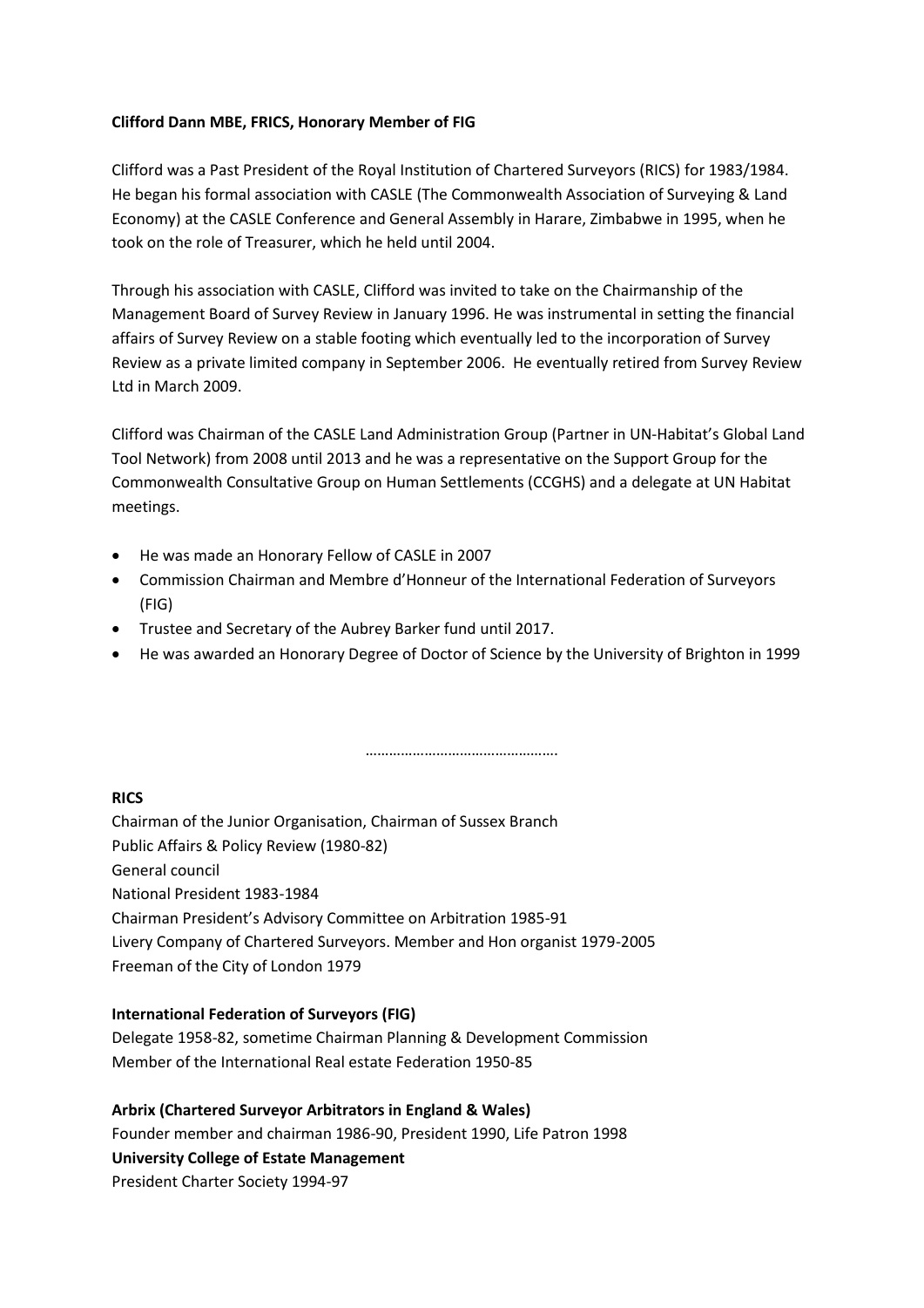**Clifford Dann MBE, FRICS, Honorary Member of FIG**

Clifford was a Past President of the Royal Institution of Chartered Surveyors (RICS) for 1983/1984. He began his formal association with CASLE (The Commonwealth Association of Surveying & Land Economy) at the CASLE Conference and General Assembly in Harare, Zimbabwe in 1995, when he took on the role of Treasurer, which he held until 2004.

Through his association with CASLE, Clifford was invited to take on the Chairmanship of the Management Board of Survey Review in January 1996. He was instrumental in setting the financial affairs of Survey Review on a stable footing which eventually led to the incorporation of Survey Review as a private limited company in September 2006. He eventually retired from Survey Review Ltd in March 2009.

Clifford was Chairman of the CASLE Land Administration Group (Partner in UN-Habitat's Global Land Tool Network) from 2008 until 2013 and he was a representative on the Support Group for the Commonwealth Consultative Group on Human Settlements (CCGHS) and a delegate at UN Habitat meetings.

- He was made an Honorary Fellow of CASLE in 2007
- Commission Chairman and Membre d'Honneur of the International Federation of Surveyors (FIG)
- Trustee and Secretary of the Aubrey Barker fund until 2017.
- He was awarded an Honorary Degree of Doctor of Science by the University of Brighton in 1999

…………………………………………

**RICS**

Chairman of the Junior Organisation, Chairman of Sussex Branch
Public Affairs & Policy Review (1980-82)
General council
National President 1983-1984
Chairman President's Advisory Committee on Arbitration 1985-91
Livery Company of Chartered Surveyors. Member and Hon organist 1979-2005
Freeman of the City of London 1979

**International Federation of Surveyors (FIG)**

Delegate 1958-82, sometime Chairman Planning & Development Commission
Member of the International Real estate Federation 1950-85

**Arbrix (Chartered Surveyor Arbitrators in England & Wales)**

Founder member and chairman 1986-90, President 1990, Life Patron 1998

**University College of Estate Management**

President Charter Society 1994-97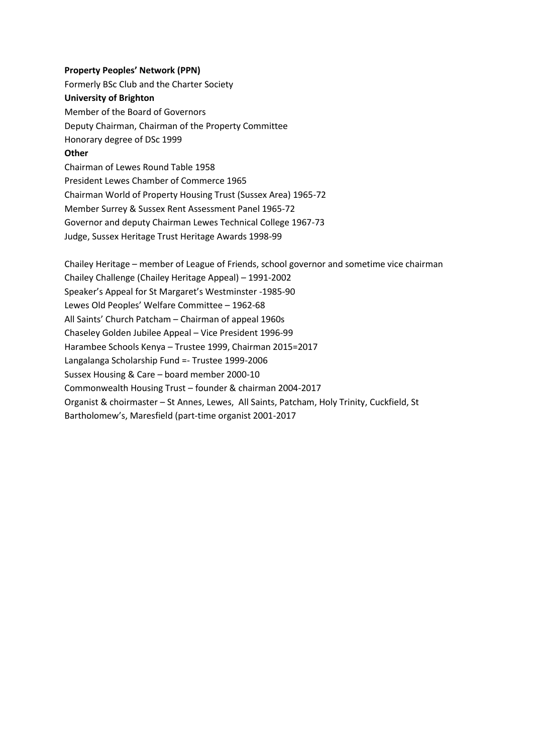**Property Peoples' Network (PPN)**

Formerly BSc Club and the Charter Society

**University of Brighton**

Member of the Board of Governors

Deputy Chairman, Chairman of the Property Committee

Honorary degree of DSc 1999

**Other**

Chairman of Lewes Round Table 1958

President Lewes Chamber of Commerce 1965

Chairman World of Property Housing Trust (Sussex Area) 1965-72

Member Surrey & Sussex Rent Assessment Panel 1965-72

Governor and deputy Chairman Lewes Technical College 1967-73

Judge, Sussex Heritage Trust Heritage Awards 1998-99

Chailey Heritage – member of League of Friends, school governor and sometime vice chairman

Chailey Challenge (Chailey Heritage Appeal) – 1991-2002

Speaker's Appeal for St Margaret's Westminster -1985-90

Lewes Old Peoples' Welfare Committee – 1962-68

All Saints' Church Patcham – Chairman of appeal 1960s

Chaseley Golden Jubilee Appeal – Vice President 1996-99

Harambee Schools Kenya – Trustee 1999, Chairman 2015=2017

Langalanga Scholarship Fund =- Trustee 1999-2006

Sussex Housing & Care – board member 2000-10

Commonwealth Housing Trust – founder & chairman 2004-2017

Organist & choirmaster – St Annes, Lewes, All Saints, Patcham, Holy Trinity, Cuckfield, St Bartholomew's, Maresfield (part-time organist 2001-2017